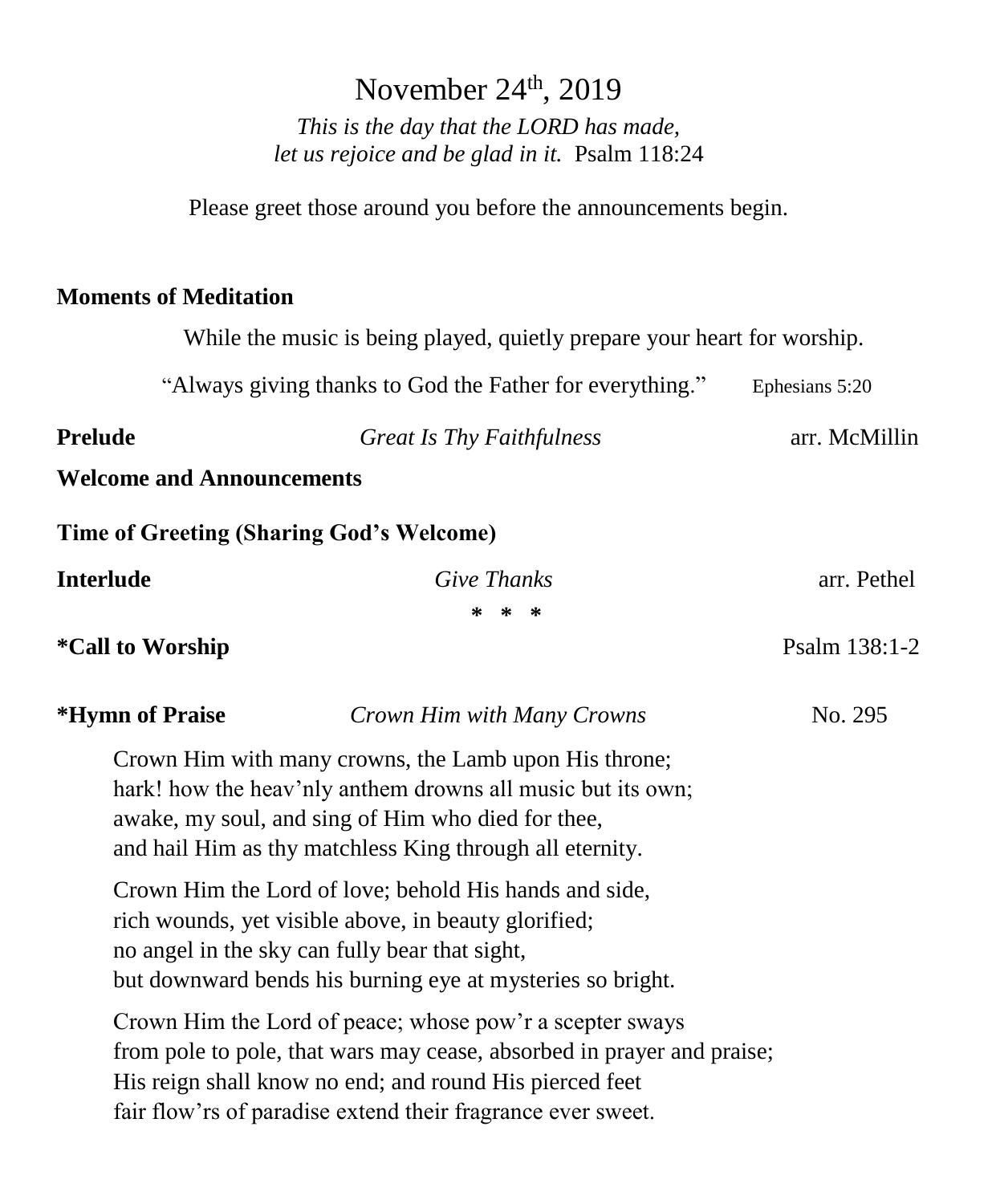# November 24th, 2019

*This is the day that the LORD has made,*
*let us rejoice and be glad in it.* Psalm 118:24

Please greet those around you before the announcements begin.

**Moments of Meditation**

While the music is being played, quietly prepare your heart for worship.

"Always giving thanks to God the Father for everything." Ephesians 5:20

**Prelude** *Great Is Thy Faithfulness* arr. McMillin

**Welcome and Announcements**

**Time of Greeting (Sharing God's Welcome)**

**Interlude** *Give Thanks* arr. Pethel

\* \* \*

**\*Call to Worship** Psalm 138:1-2

**\*Hymn of Praise** *Crown Him with Many Crowns* No. 295

Crown Him with many crowns, the Lamb upon His throne;
hark! how the heav'nly anthem drowns all music but its own;
awake, my soul, and sing of Him who died for thee,
and hail Him as thy matchless King through all eternity.

Crown Him the Lord of love; behold His hands and side,
rich wounds, yet visible above, in beauty glorified;
no angel in the sky can fully bear that sight,
but downward bends his burning eye at mysteries so bright.

Crown Him the Lord of peace; whose pow'r a scepter sways
from pole to pole, that wars may cease, absorbed in prayer and praise;
His reign shall know no end; and round His pierced feet
fair flow'rs of paradise extend their fragrance ever sweet.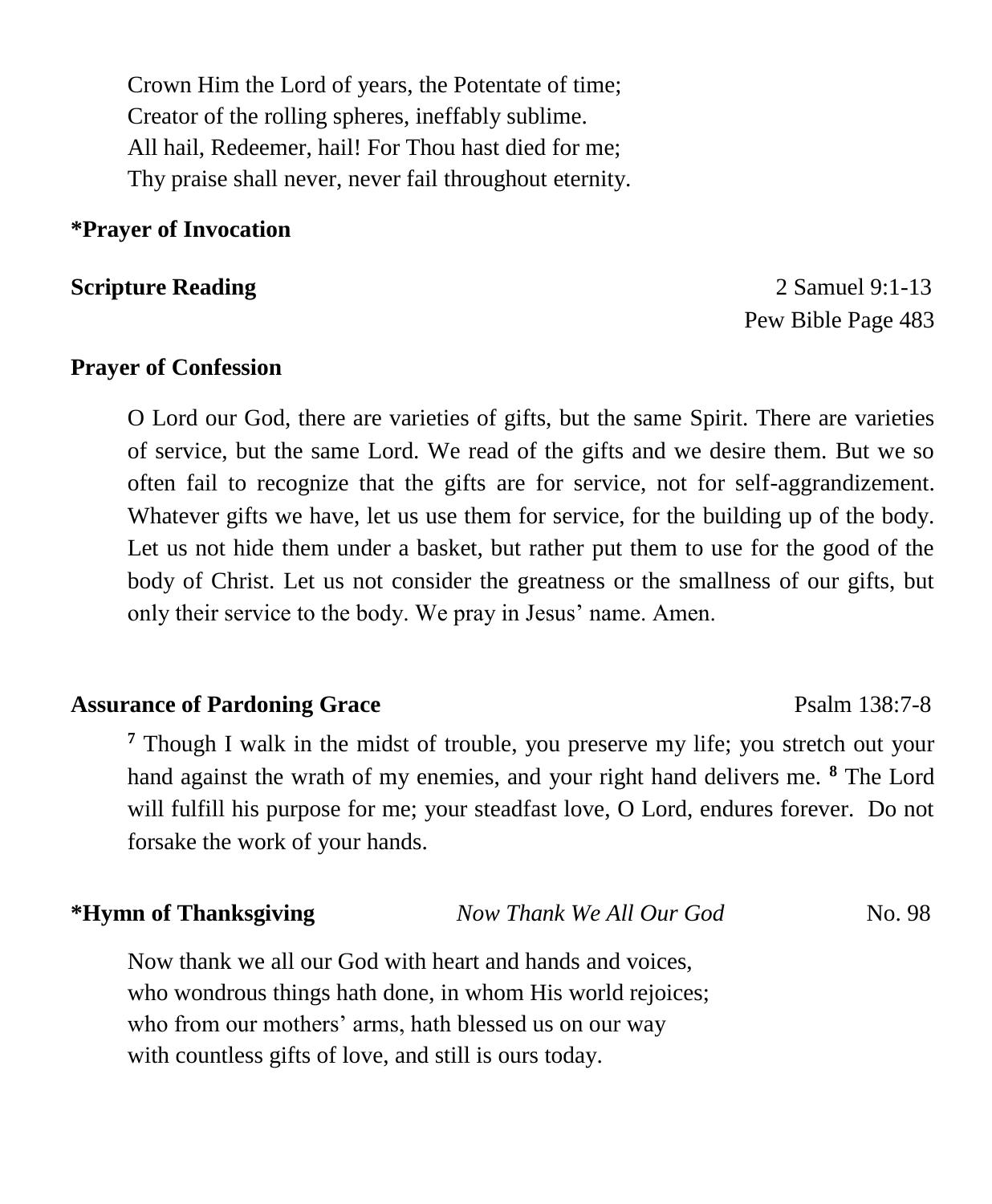Crown Him the Lord of years, the Potentate of time;
Creator of the rolling spheres, ineffably sublime.
All hail, Redeemer, hail! For Thou hast died for me;
Thy praise shall never, never fail throughout eternity.

**\*Prayer of Invocation**

**Scripture Reading** 2 Samuel 9:1-13
Pew Bible Page 483

**Prayer of Confession**

O Lord our God, there are varieties of gifts, but the same Spirit. There are varieties of service, but the same Lord. We read of the gifts and we desire them. But we so often fail to recognize that the gifts are for service, not for self-aggrandizement. Whatever gifts we have, let us use them for service, for the building up of the body. Let us not hide them under a basket, but rather put them to use for the good of the body of Christ. Let us not consider the greatness or the smallness of our gifts, but only their service to the body. We pray in Jesus' name. Amen.

**Assurance of Pardoning Grace** Psalm 138:7-8

[7] Though I walk in the midst of trouble, you preserve my life; you stretch out your hand against the wrath of my enemies, and your right hand delivers me. [8] The Lord will fulfill his purpose for me; your steadfast love, O Lord, endures forever. Do not forsake the work of your hands.

**\*Hymn of Thanksgiving** *Now Thank We All Our God* No. 98

Now thank we all our God with heart and hands and voices,
who wondrous things hath done, in whom His world rejoices;
who from our mothers' arms, hath blessed us on our way
with countless gifts of love, and still is ours today.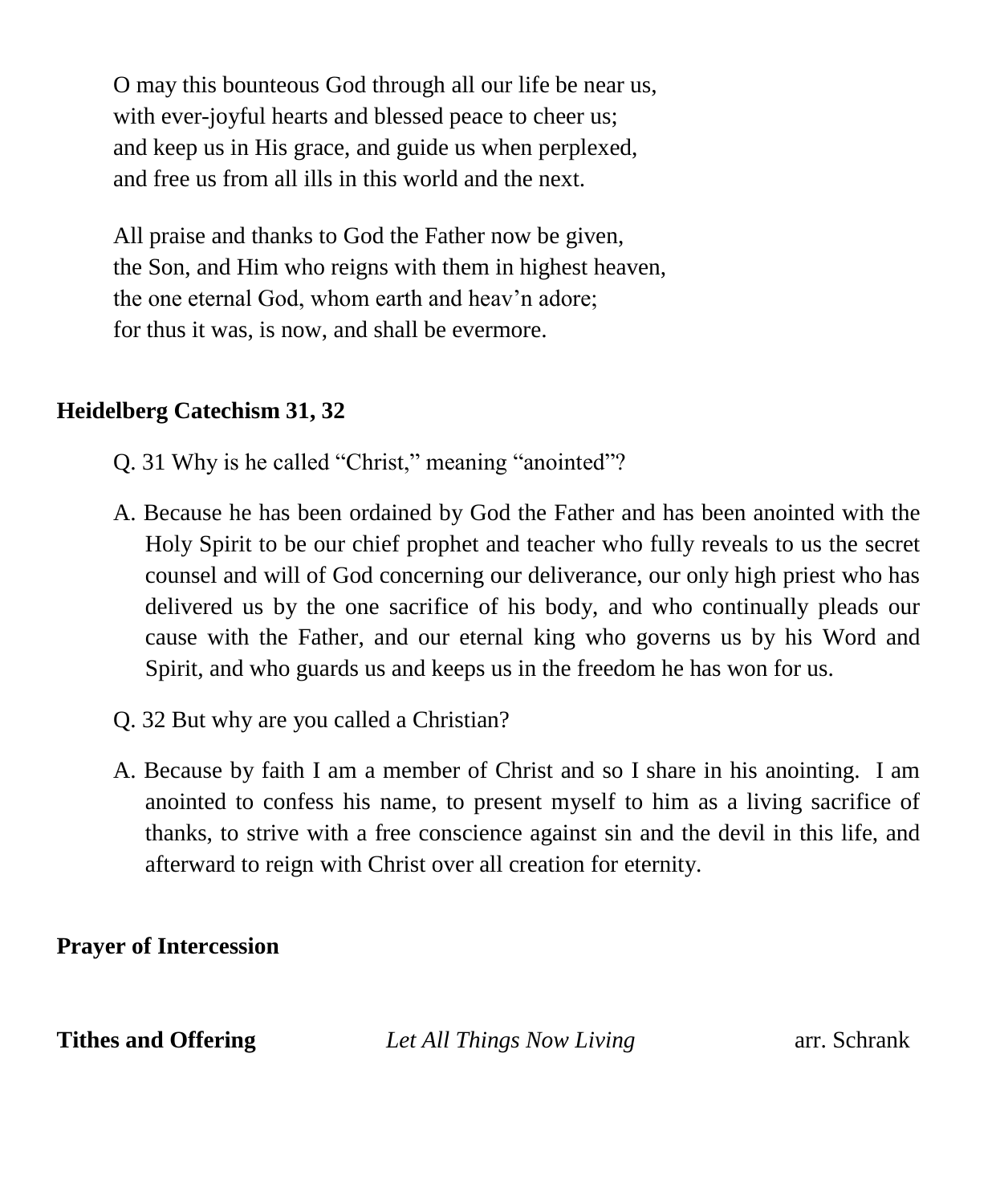O may this bounteous God through all our life be near us,
with ever-joyful hearts and blessed peace to cheer us;
and keep us in His grace, and guide us when perplexed,
and free us from all ills in this world and the next.

All praise and thanks to God the Father now be given,
the Son, and Him who reigns with them in highest heaven,
the one eternal God, whom earth and heav'n adore;
for thus it was, is now, and shall be evermore.

**Heidelberg Catechism 31, 32**

Q. 31 Why is he called "Christ," meaning "anointed"?

A. Because he has been ordained by God the Father and has been anointed with the Holy Spirit to be our chief prophet and teacher who fully reveals to us the secret counsel and will of God concerning our deliverance, our only high priest who has delivered us by the one sacrifice of his body, and who continually pleads our cause with the Father, and our eternal king who governs us by his Word and Spirit, and who guards us and keeps us in the freedom he has won for us.

Q. 32 But why are you called a Christian?

A. Because by faith I am a member of Christ and so I share in his anointing. I am anointed to confess his name, to present myself to him as a living sacrifice of thanks, to strive with a free conscience against sin and the devil in this life, and afterward to reign with Christ over all creation for eternity.

**Prayer of Intercession**

**Tithes and Offering** *Let All Things Now Living* arr. Schrank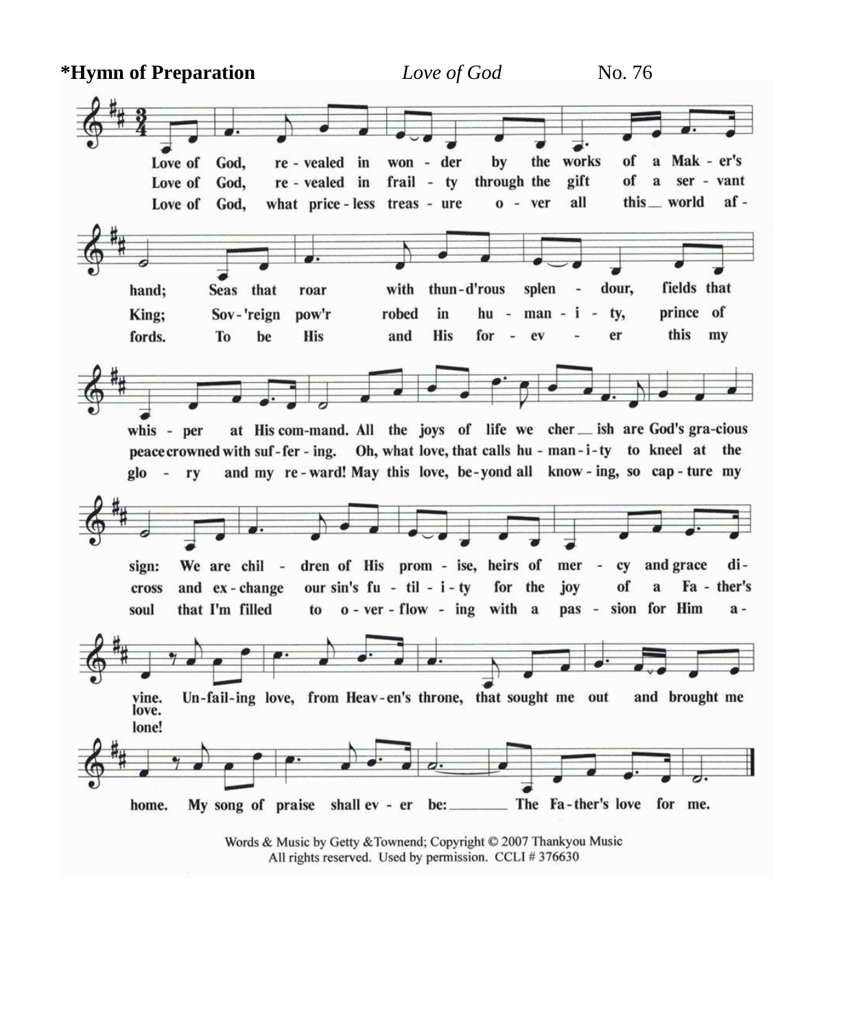**\*Hymn of Preparation** *Love of God* No. 76

Love of God, re - vealed in won - der by the works of a Mak - er's hand; Seas that roar with thun - d'rous splen - dour, fields that whis - per at His com-mand. All the joys of life we cher ish are God's gra-cious sign: We are chil - dren of His prom - ise, heirs of mer - cy and grace di - vine.

Love of God, re - vealed in frail - ty through the gift of a ser - vant King; Sov - 'reign pow'r robed in hu - man - i - ty, prince of peace crowned with suf - fer - ing. Oh, what love, that calls hu - man - i - ty to kneel at the cross and ex - change our sin's fu - til - i - ty for the joy of a Fa - ther's love.

Love of God, what price - less treas - ure o - ver all this world af - fords. To be His and His for - ev - er this my glo - ry and my re - ward! May this love, be - yond all know - ing, so cap - ture my soul that I'm filled to o - ver - flow - ing with a pas - sion for Him a - lone!

Un - fail - ing love, from Heav - en's throne, that sought me out and brought me home. My song of praise shall ev - er be: The Fa - ther's love for me.

Words & Music by Getty & Townend; Copyright © 2007 Thankyou Music
All rights reserved. Used by permission. CCLI # 376630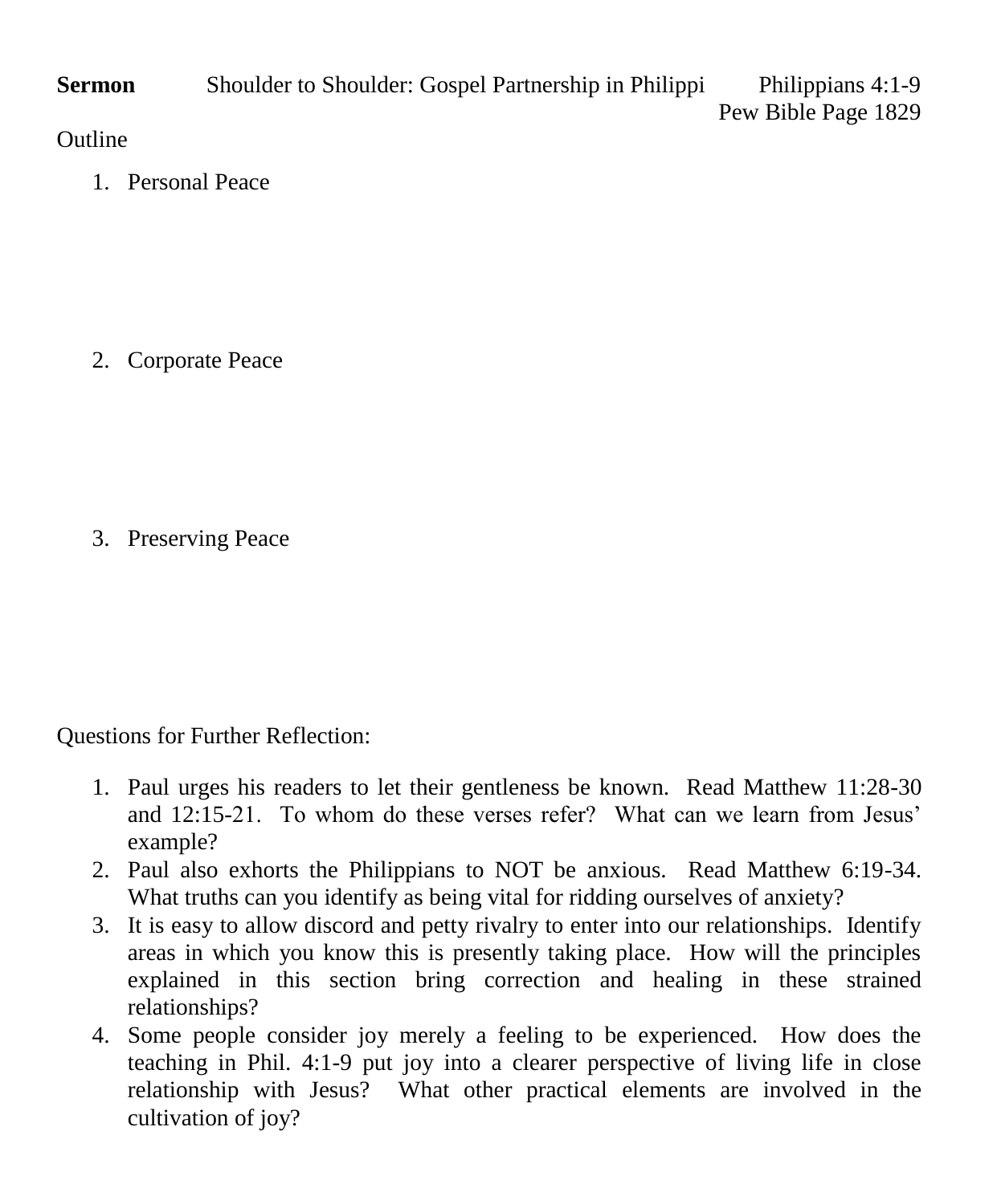**Sermon** Shoulder to Shoulder: Gospel Partnership in Philippi Philippians 4:1-9

Pew Bible Page 1829

Outline

1. Personal Peace

2. Corporate Peace

3. Preserving Peace

Questions for Further Reflection:

1. Paul urges his readers to let their gentleness be known. Read Matthew 11:28-30 and 12:15-21. To whom do these verses refer? What can we learn from Jesus' example?
2. Paul also exhorts the Philippians to NOT be anxious. Read Matthew 6:19-34. What truths can you identify as being vital for ridding ourselves of anxiety?
3. It is easy to allow discord and petty rivalry to enter into our relationships. Identify areas in which you know this is presently taking place. How will the principles explained in this section bring correction and healing in these strained relationships?
4. Some people consider joy merely a feeling to be experienced. How does the teaching in Phil. 4:1-9 put joy into a clearer perspective of living life in close relationship with Jesus? What other practical elements are involved in the cultivation of joy?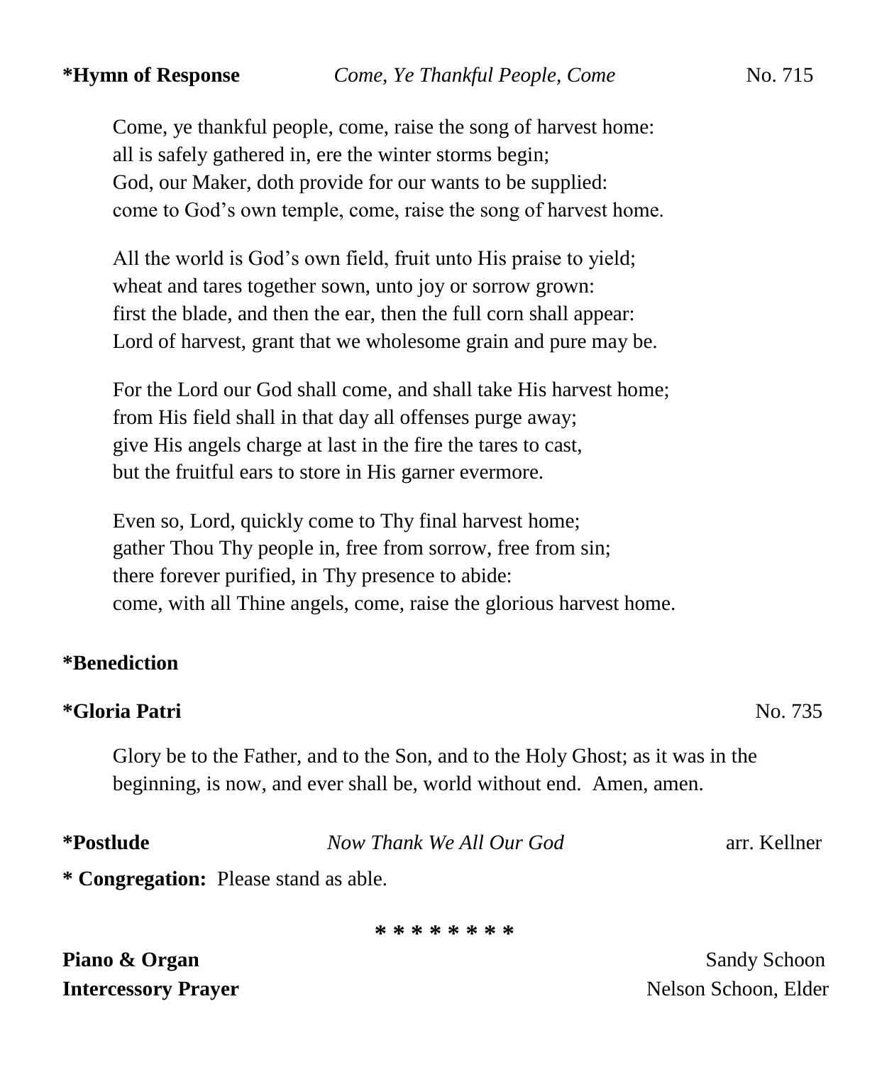**\*Hymn of Response** *Come, Ye Thankful People, Come* No. 715

Come, ye thankful people, come, raise the song of harvest home:
all is safely gathered in, ere the winter storms begin;
God, our Maker, doth provide for our wants to be supplied:
come to God's own temple, come, raise the song of harvest home.

All the world is God's own field, fruit unto His praise to yield;
wheat and tares together sown, unto joy or sorrow grown:
first the blade, and then the ear, then the full corn shall appear:
Lord of harvest, grant that we wholesome grain and pure may be.

For the Lord our God shall come, and shall take His harvest home;
from His field shall in that day all offenses purge away;
give His angels charge at last in the fire the tares to cast,
but the fruitful ears to store in His garner evermore.

Even so, Lord, quickly come to Thy final harvest home;
gather Thou Thy people in, free from sorrow, free from sin;
there forever purified, in Thy presence to abide:
come, with all Thine angels, come, raise the glorious harvest home.

**\*Benediction**

**\*Gloria Patri** No. 735

Glory be to the Father, and to the Son, and to the Holy Ghost; as it was in the beginning, is now, and ever shall be, world without end. Amen, amen.

**\*Postlude** *Now Thank We All Our God* arr. Kellner

**\* Congregation:** Please stand as able.

\* \* \* \* \* \* \* \*

**Piano & Organ** Sandy Schoon
**Intercessory Prayer** Nelson Schoon, Elder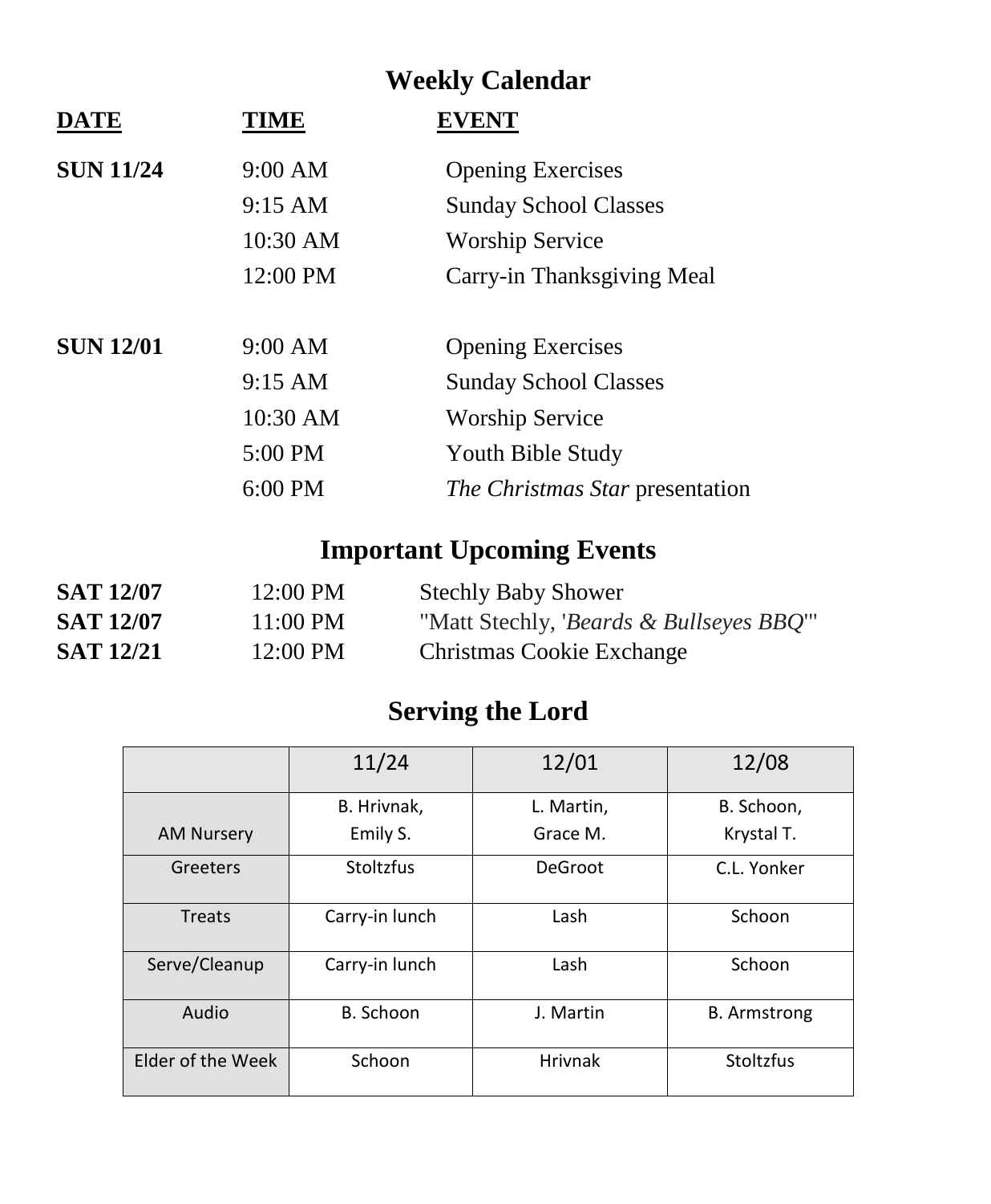## Weekly Calendar

| DATE | TIME | EVENT |
|---|---|---|
| **SUN 11/24** | 9:00 AM | Opening Exercises |
| | 9:15 AM | Sunday School Classes |
| | 10:30 AM | Worship Service |
| | 12:00 PM | Carry-in Thanksgiving Meal |
| **SUN 12/01** | 9:00 AM | Opening Exercises |
| | 9:15 AM | Sunday School Classes |
| | 10:30 AM | Worship Service |
| | 5:00 PM | Youth Bible Study |
| | 6:00 PM | *The Christmas Star* presentation |

## Important Upcoming Events

| | | |
|---|---|---|
| **SAT 12/07** | 12:00 PM | Stechly Baby Shower |
| **SAT 12/07** | 11:00 PM | "Matt Stechly, '*Beards & Bullseyes BBQ*'" |
| **SAT 12/21** | 12:00 PM | Christmas Cookie Exchange |

## Serving the Lord

| | 11/24 | 12/01 | 12/08 |
|---|---|---|---|
| AM Nursery | B. Hrivnak, Emily S. | L. Martin, Grace M. | B. Schoon, Krystal T. |
| Greeters | Stoltzfus | DeGroot | C.L. Yonker |
| Treats | Carry-in lunch | Lash | Schoon |
| Serve/Cleanup | Carry-in lunch | Lash | Schoon |
| Audio | B. Schoon | J. Martin | B. Armstrong |
| Elder of the Week | Schoon | Hrivnak | Stoltzfus |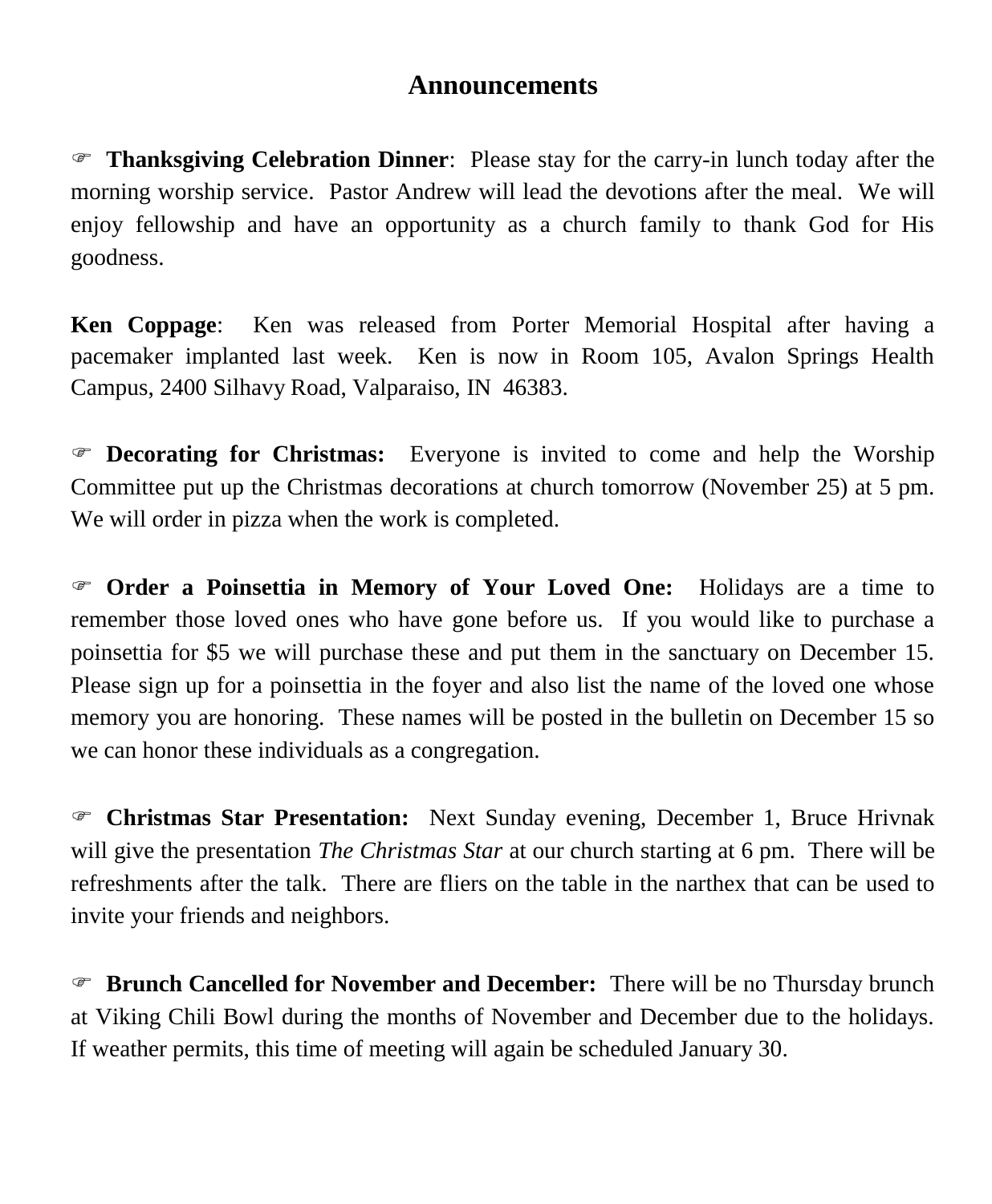# Announcements

☞ **Thanksgiving Celebration Dinner**: Please stay for the carry-in lunch today after the morning worship service. Pastor Andrew will lead the devotions after the meal. We will enjoy fellowship and have an opportunity as a church family to thank God for His goodness.

**Ken Coppage**: Ken was released from Porter Memorial Hospital after having a pacemaker implanted last week. Ken is now in Room 105, Avalon Springs Health Campus, 2400 Silhavy Road, Valparaiso, IN 46383.

☞ **Decorating for Christmas:** Everyone is invited to come and help the Worship Committee put up the Christmas decorations at church tomorrow (November 25) at 5 pm. We will order in pizza when the work is completed.

☞ **Order a Poinsettia in Memory of Your Loved One:** Holidays are a time to remember those loved ones who have gone before us. If you would like to purchase a poinsettia for $5 we will purchase these and put them in the sanctuary on December 15. Please sign up for a poinsettia in the foyer and also list the name of the loved one whose memory you are honoring. These names will be posted in the bulletin on December 15 so we can honor these individuals as a congregation.

☞ **Christmas Star Presentation:** Next Sunday evening, December 1, Bruce Hrivnak will give the presentation *The Christmas Star* at our church starting at 6 pm. There will be refreshments after the talk. There are fliers on the table in the narthex that can be used to invite your friends and neighbors.

☞ **Brunch Cancelled for November and December:** There will be no Thursday brunch at Viking Chili Bowl during the months of November and December due to the holidays. If weather permits, this time of meeting will again be scheduled January 30.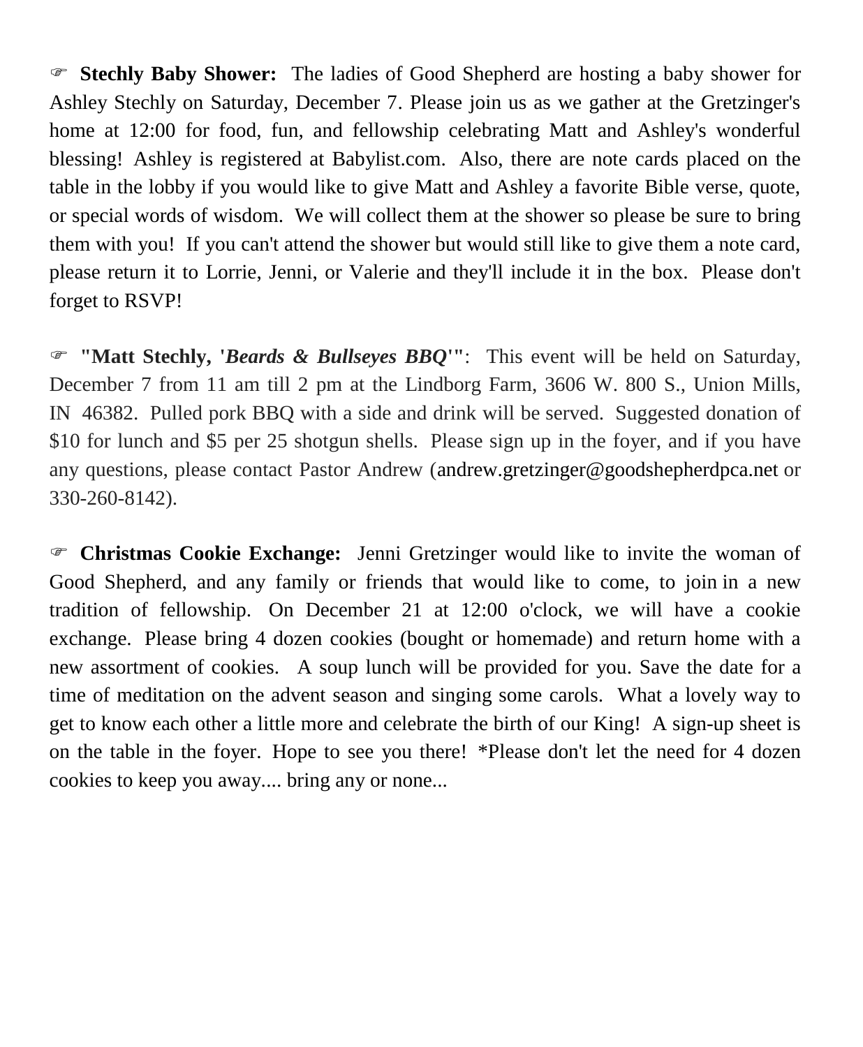☞ **Stechly Baby Shower:** The ladies of Good Shepherd are hosting a baby shower for Ashley Stechly on Saturday, December 7. Please join us as we gather at the Gretzinger's home at 12:00 for food, fun, and fellowship celebrating Matt and Ashley's wonderful blessing! Ashley is registered at Babylist.com. Also, there are note cards placed on the table in the lobby if you would like to give Matt and Ashley a favorite Bible verse, quote, or special words of wisdom. We will collect them at the shower so please be sure to bring them with you! If you can't attend the shower but would still like to give them a note card, please return it to Lorrie, Jenni, or Valerie and they'll include it in the box. Please don't forget to RSVP!

☞ **"Matt Stechly, '*Beards & Bullseyes BBQ*'"**: This event will be held on Saturday, December 7 from 11 am till 2 pm at the Lindborg Farm, 3606 W. 800 S., Union Mills, IN 46382. Pulled pork BBQ with a side and drink will be served. Suggested donation of $10 for lunch and $5 per 25 shotgun shells. Please sign up in the foyer, and if you have any questions, please contact Pastor Andrew (andrew.gretzinger@goodshepherdpca.net or 330-260-8142).

☞ **Christmas Cookie Exchange:** Jenni Gretzinger would like to invite the woman of Good Shepherd, and any family or friends that would like to come, to join in a new tradition of fellowship. On December 21 at 12:00 o'clock, we will have a cookie exchange. Please bring 4 dozen cookies (bought or homemade) and return home with a new assortment of cookies. A soup lunch will be provided for you. Save the date for a time of meditation on the advent season and singing some carols. What a lovely way to get to know each other a little more and celebrate the birth of our King! A sign-up sheet is on the table in the foyer. Hope to see you there! *Please don't let the need for 4 dozen cookies to keep you away.... bring any or none...